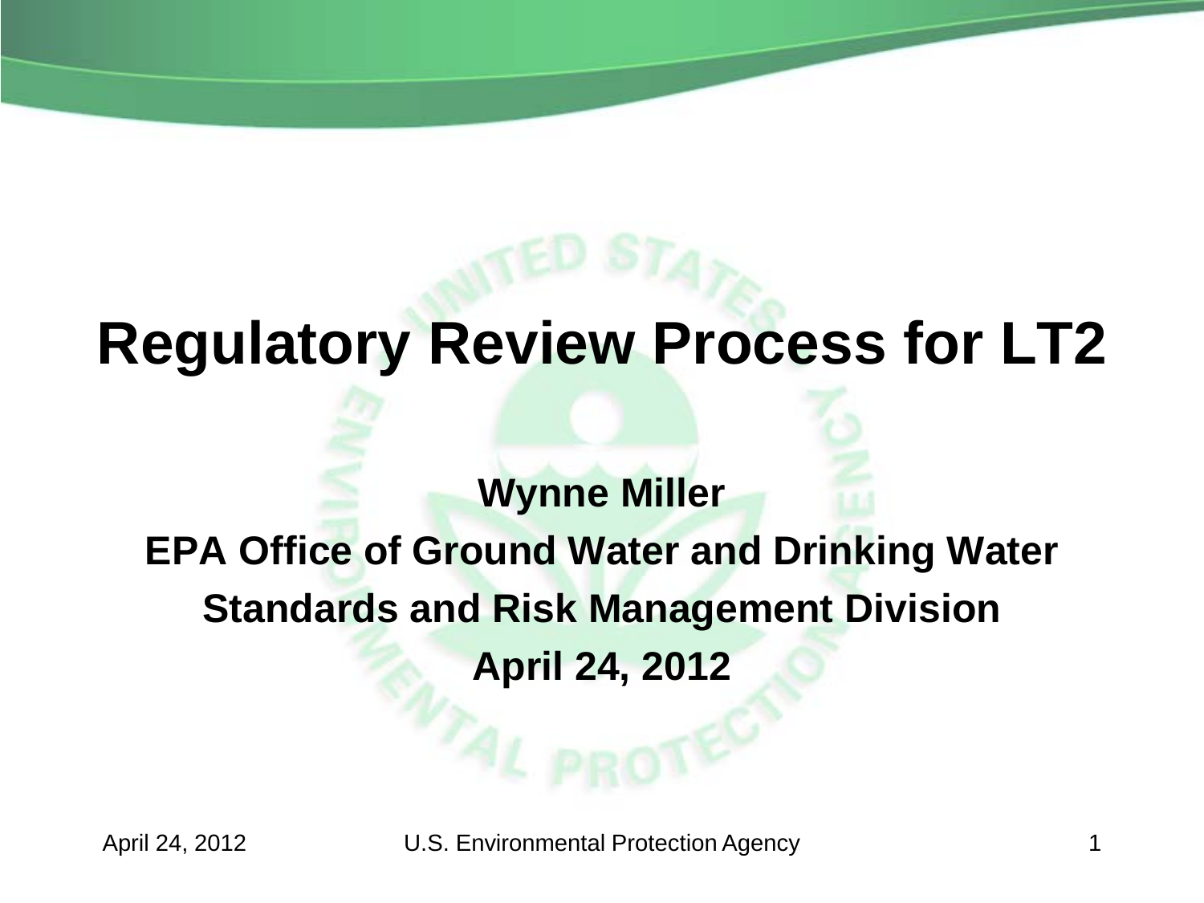# Regulatory Review Process for LT2

**Wynne Miller**

**EPA Office of Ground Water and Drinking Water**

**Standards and Risk Management Division**

**April 24, 2012**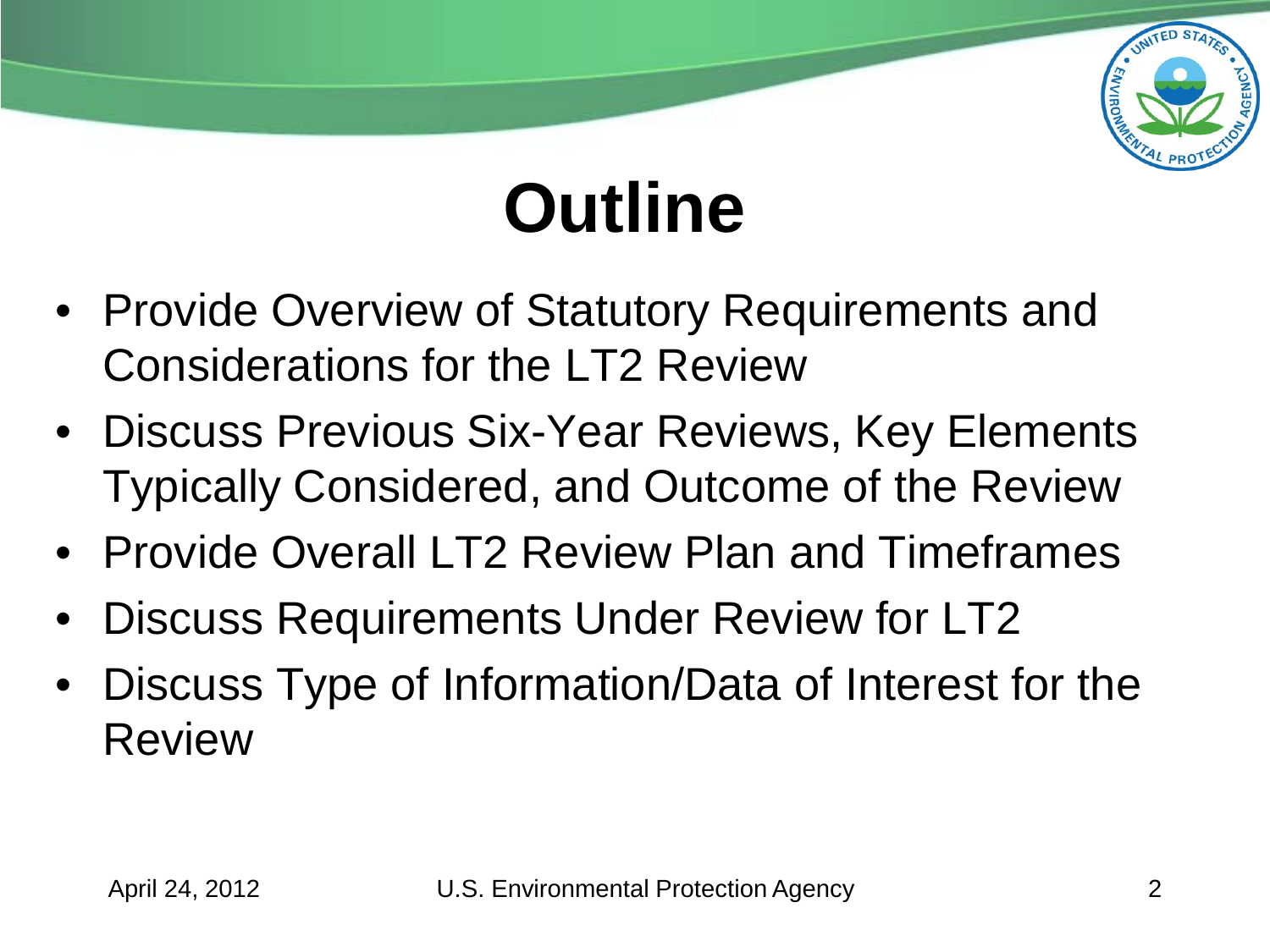# Outline

- Provide Overview of Statutory Requirements and Considerations for the LT2 Review
- Discuss Previous Six-Year Reviews, Key Elements Typically Considered, and Outcome of the Review
- Provide Overall LT2 Review Plan and Timeframes
- Discuss Requirements Under Review for LT2
- Discuss Type of Information/Data of Interest for the Review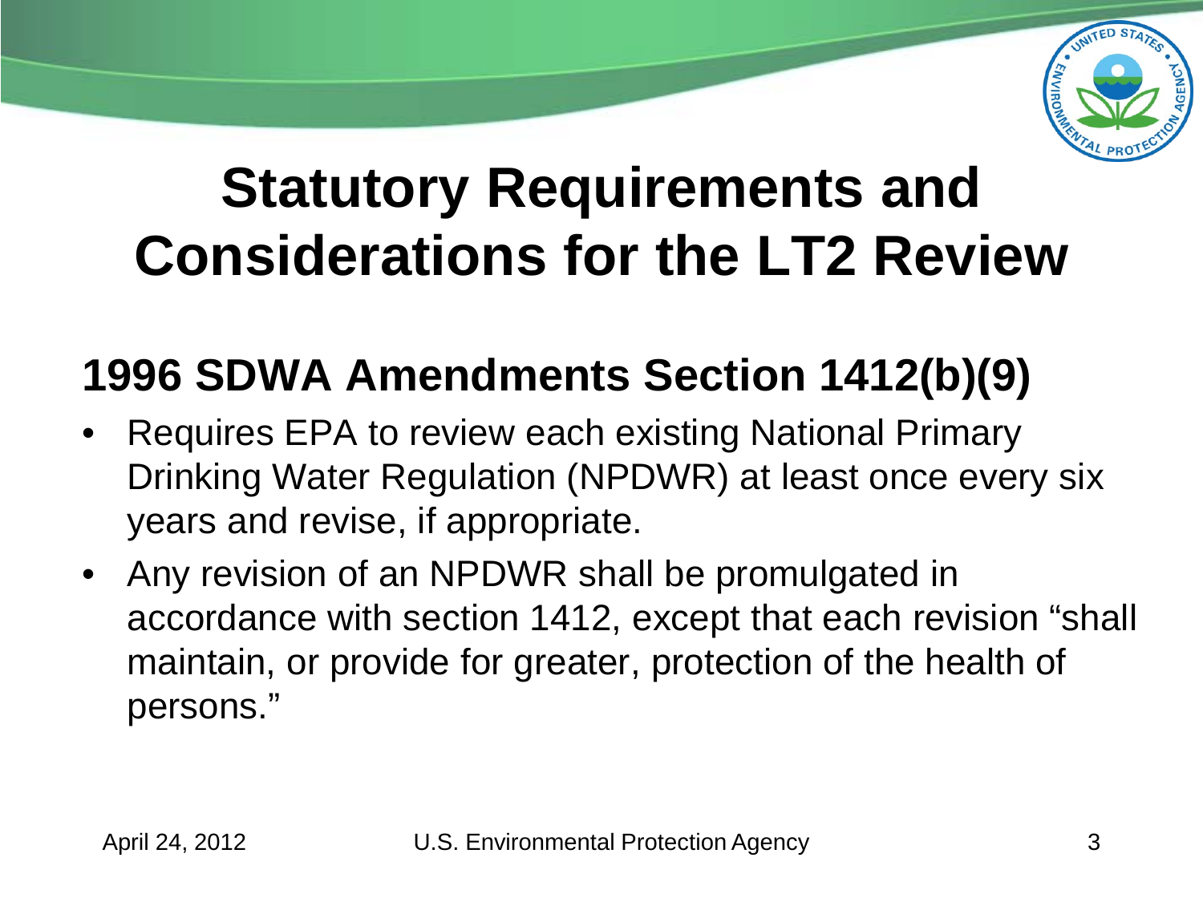# Statutory Requirements and Considerations for the LT2 Review

## 1996 SDWA Amendments Section 1412(b)(9)

- Requires EPA to review each existing National Primary Drinking Water Regulation (NPDWR) at least once every six years and revise, if appropriate.
- Any revision of an NPDWR shall be promulgated in accordance with section 1412, except that each revision "shall maintain, or provide for greater, protection of the health of persons."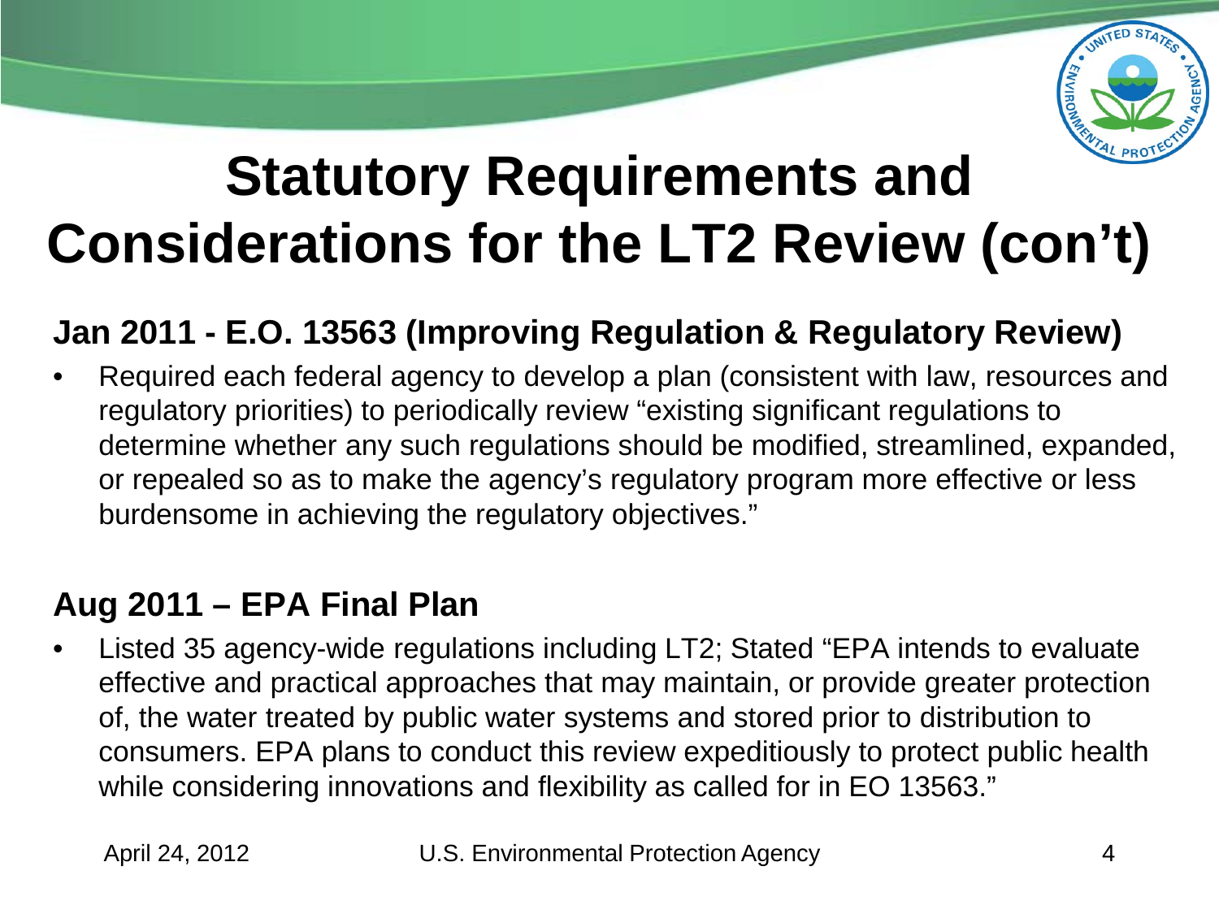# Statutory Requirements and Considerations for the LT2 Review (con't)

**Jan 2011 - E.O. 13563 (Improving Regulation & Regulatory Review)**

- Required each federal agency to develop a plan (consistent with law, resources and regulatory priorities) to periodically review "existing significant regulations to determine whether any such regulations should be modified, streamlined, expanded, or repealed so as to make the agency's regulatory program more effective or less burdensome in achieving the regulatory objectives."

**Aug 2011 – EPA Final Plan**

- Listed 35 agency-wide regulations including LT2; Stated "EPA intends to evaluate effective and practical approaches that may maintain, or provide greater protection of, the water treated by public water systems and stored prior to distribution to consumers. EPA plans to conduct this review expeditiously to protect public health while considering innovations and flexibility as called for in EO 13563."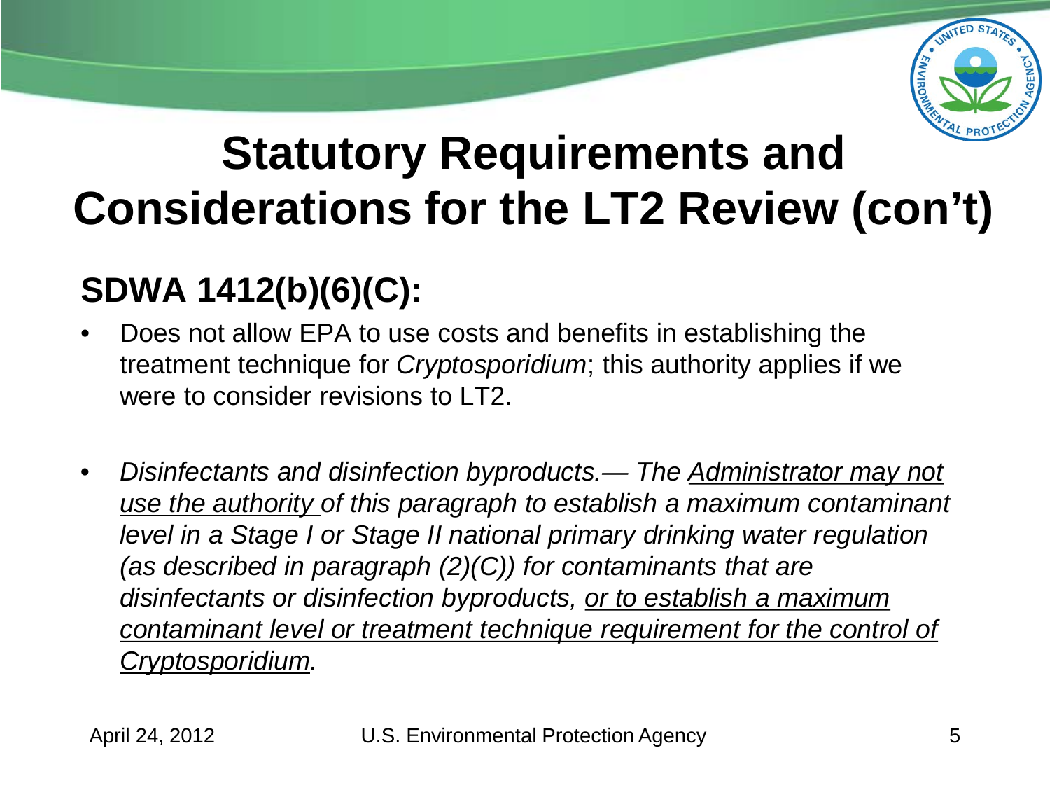# Statutory Requirements and Considerations for the LT2 Review (con't)

## SDWA 1412(b)(6)(C):

- Does not allow EPA to use costs and benefits in establishing the treatment technique for *Cryptosporidium*; this authority applies if we were to consider revisions to LT2.

- *Disinfectants and disinfection byproducts.— The <u>Administrator may not use the authority</u> of this paragraph to establish a maximum contaminant level in a Stage I or Stage II national primary drinking water regulation (as described in paragraph (2)(C)) for contaminants that are disinfectants or disinfection byproducts, <u>or to establish a maximum contaminant level or treatment technique requirement for the control of Cryptosporidium</u>.*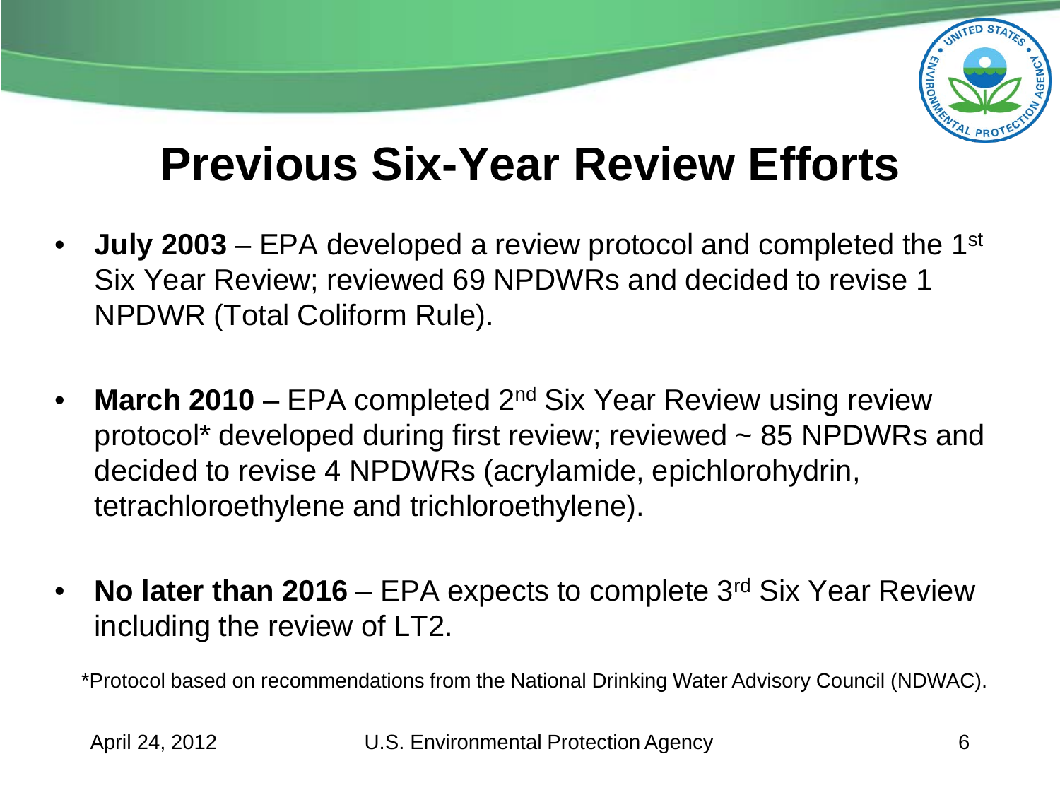# Previous Six-Year Review Efforts

- **July 2003** – EPA developed a review protocol and completed the 1st Six Year Review; reviewed 69 NPDWRs and decided to revise 1 NPDWR (Total Coliform Rule).
- **March 2010** – EPA completed 2nd Six Year Review using review protocol* developed during first review; reviewed ~ 85 NPDWRs and decided to revise 4 NPDWRs (acrylamide, epichlorohydrin, tetrachloroethylene and trichloroethylene).
- **No later than 2016** – EPA expects to complete 3rd Six Year Review including the review of LT2.

*Protocol based on recommendations from the National Drinking Water Advisory Council (NDWAC).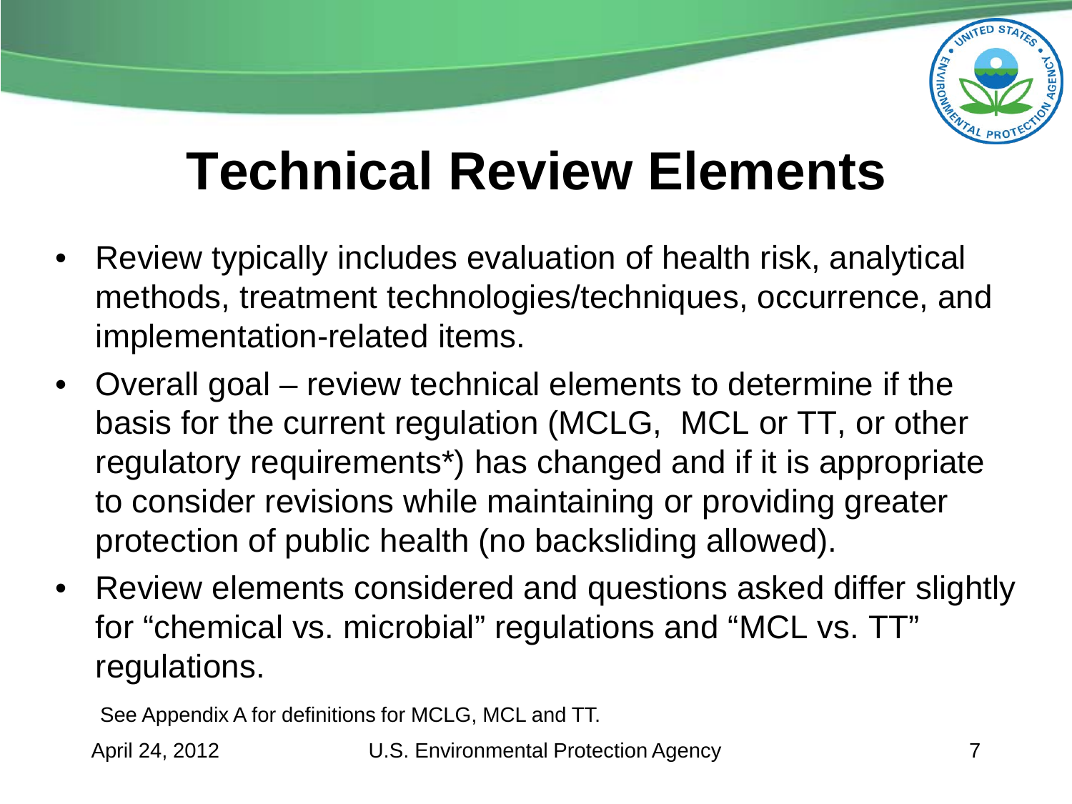# Technical Review Elements

- Review typically includes evaluation of health risk, analytical methods, treatment technologies/techniques, occurrence, and implementation-related items.
- Overall goal – review technical elements to determine if the basis for the current regulation (MCLG, MCL or TT, or other regulatory requirements*) has changed and if it is appropriate to consider revisions while maintaining or providing greater protection of public health (no backsliding allowed).
- Review elements considered and questions asked differ slightly for "chemical vs. microbial" regulations and "MCL vs. TT" regulations.

See Appendix A for definitions for MCLG, MCL and TT.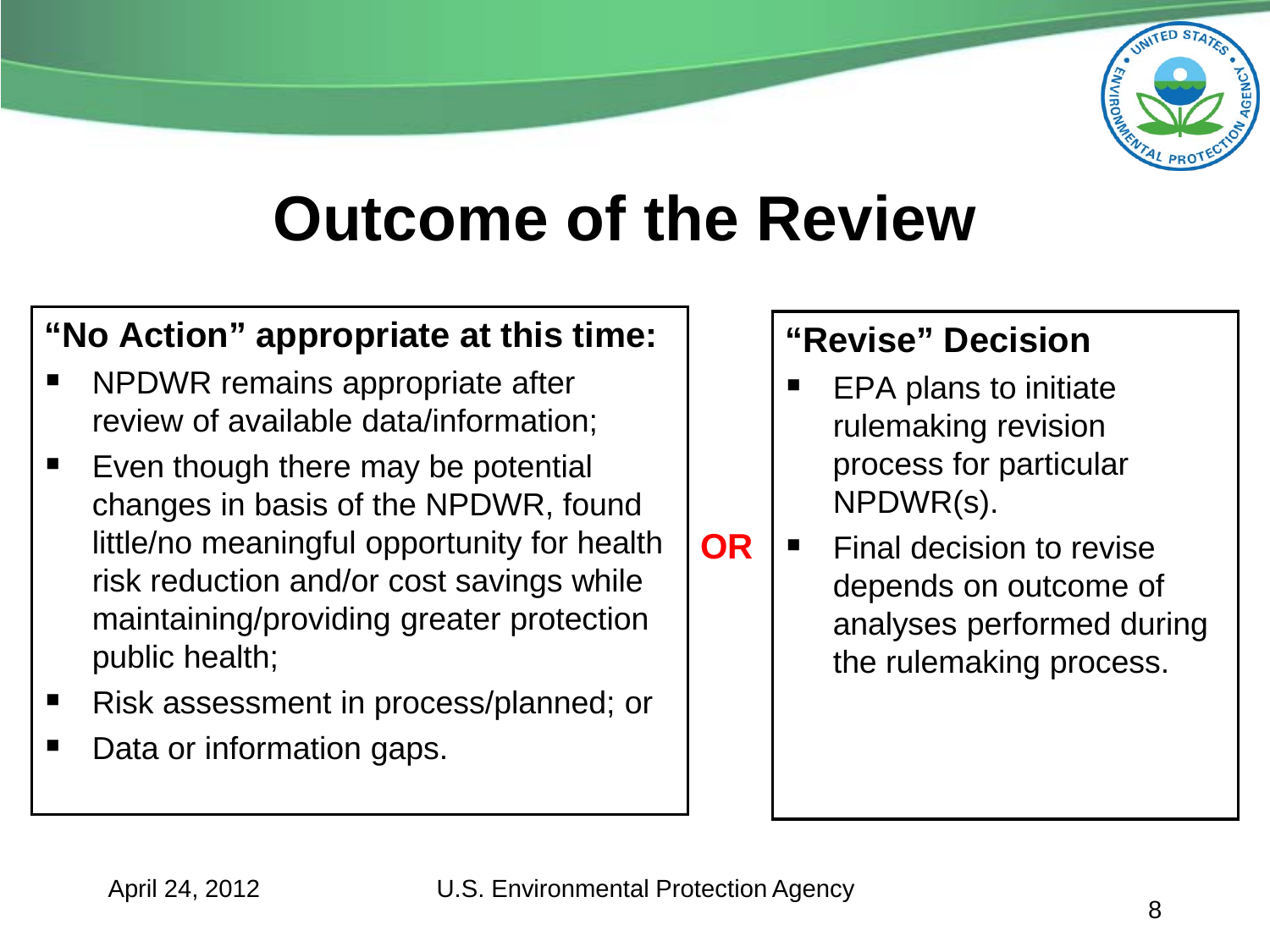# Outcome of the Review

## "No Action" appropriate at this time:

- NPDWR remains appropriate after review of available data/information;
- Even though there may be potential changes in basis of the NPDWR, found little/no meaningful opportunity for health risk reduction and/or cost savings while maintaining/providing greater protection public health;
- Risk assessment in process/planned; or
- Data or information gaps.

**OR**

## "Revise" Decision

- EPA plans to initiate rulemaking revision process for particular NPDWR(s).
- Final decision to revise depends on outcome of analyses performed during the rulemaking process.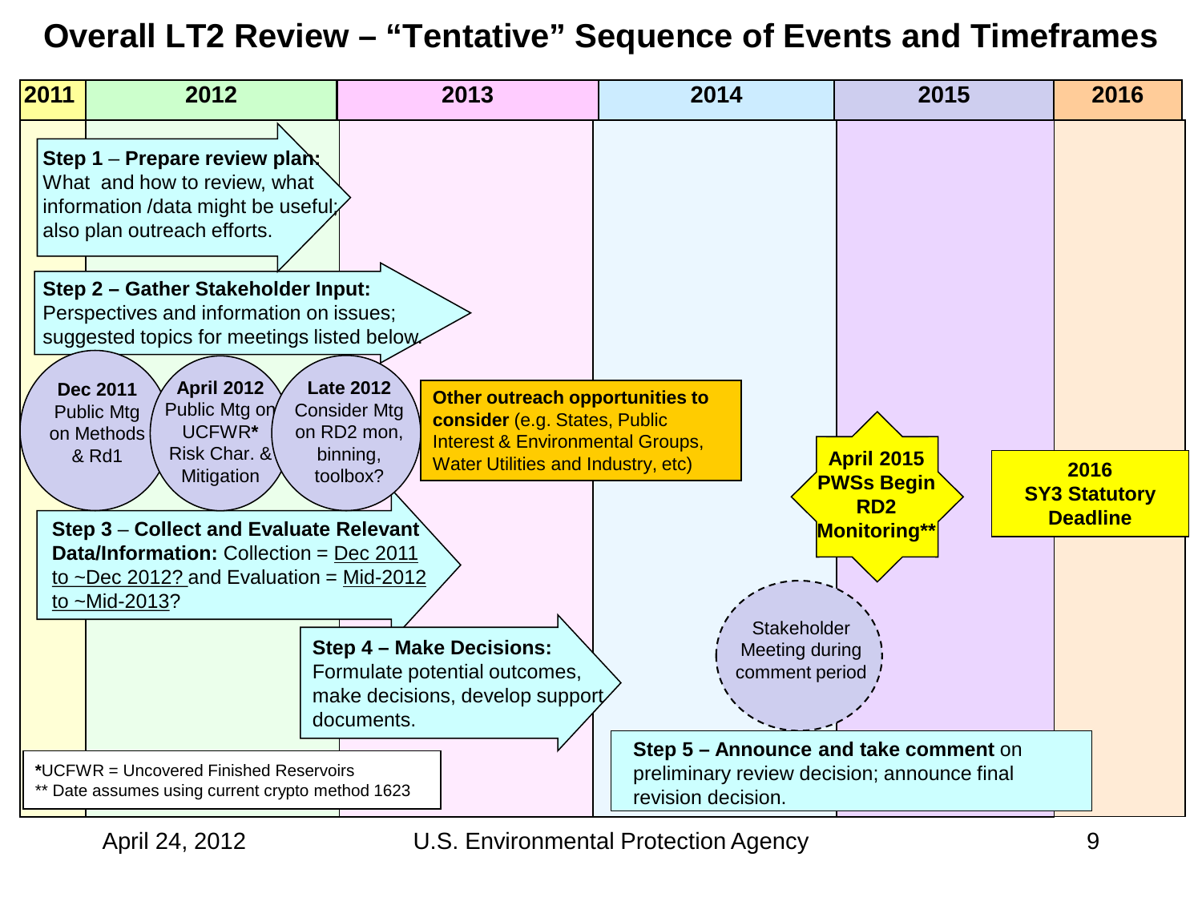# Overall LT2 Review – "Tentative" Sequence of Events and Timeframes

| 2011 | 2012 | 2013 | 2014 | 2015 | 2016 |
|---|---|---|---|---|---|

**Step 1** – **Prepare review plan:** What and how to review, what information /data might be useful; also plan outreach efforts.

**Step 2 – Gather Stakeholder Input:** Perspectives and information on issues; suggested topics for meetings listed below.

- **Dec 2011** Public Mtg on Methods & Rd1
- **April 2012** Public Mtg on UCFWR* Risk Char. & Mitigation
- **Late 2012** Consider Mtg on RD2 mon, binning, toolbox?

**Other outreach opportunities to consider** (e.g. States, Public Interest & Environmental Groups, Water Utilities and Industry, etc)

**Step 3** – **Collect and Evaluate Relevant Data/Information:** Collection = Dec 2011 to ~Dec 2012? and Evaluation = Mid-2012 to ~Mid-2013?

**Step 4 – Make Decisions:** Formulate potential outcomes, make decisions, develop support documents.

**April 2015 PWSs Begin RD2 Monitoring****

**2016 SY3 Statutory Deadline**

Stakeholder Meeting during comment period

**Step 5 – Announce and take comment** on preliminary review decision; announce final revision decision.

***UCFWR** = Uncovered Finished Reservoirs
** Date assumes using current crypto method 1623

April 24, 2012 U.S. Environmental Protection Agency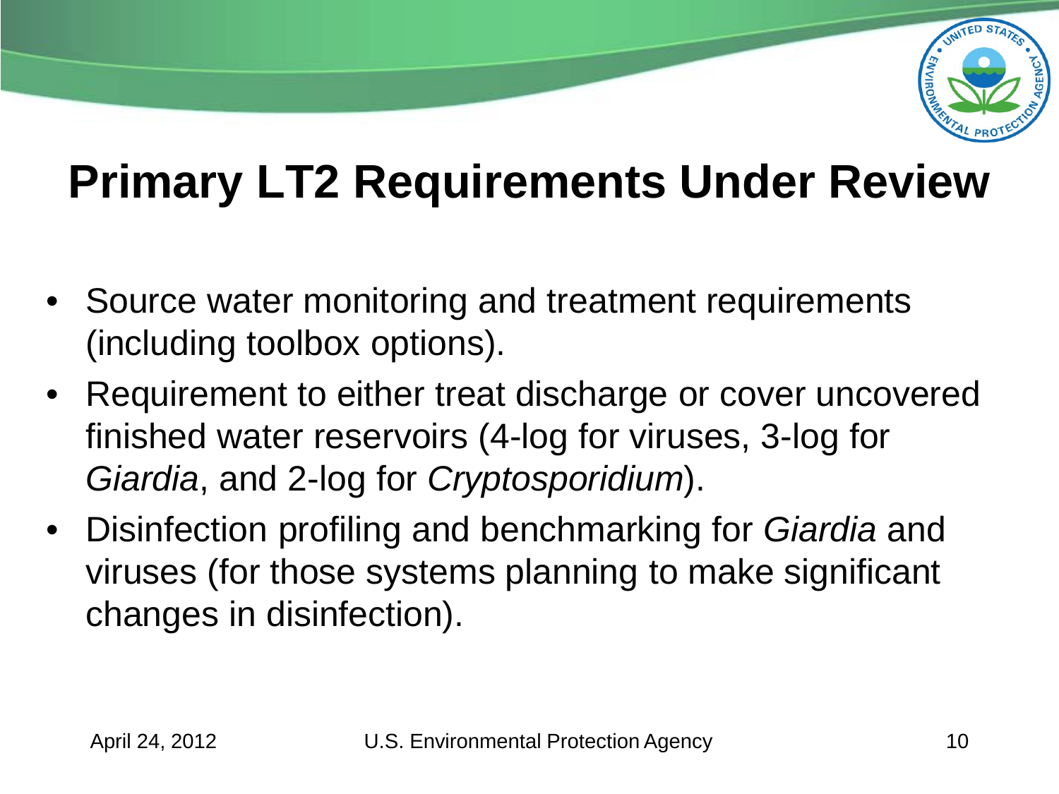# Primary LT2 Requirements Under Review

- Source water monitoring and treatment requirements (including toolbox options).
- Requirement to either treat discharge or cover uncovered finished water reservoirs (4-log for viruses, 3-log for *Giardia*, and 2-log for *Cryptosporidium*).
- Disinfection profiling and benchmarking for *Giardia* and viruses (for those systems planning to make significant changes in disinfection).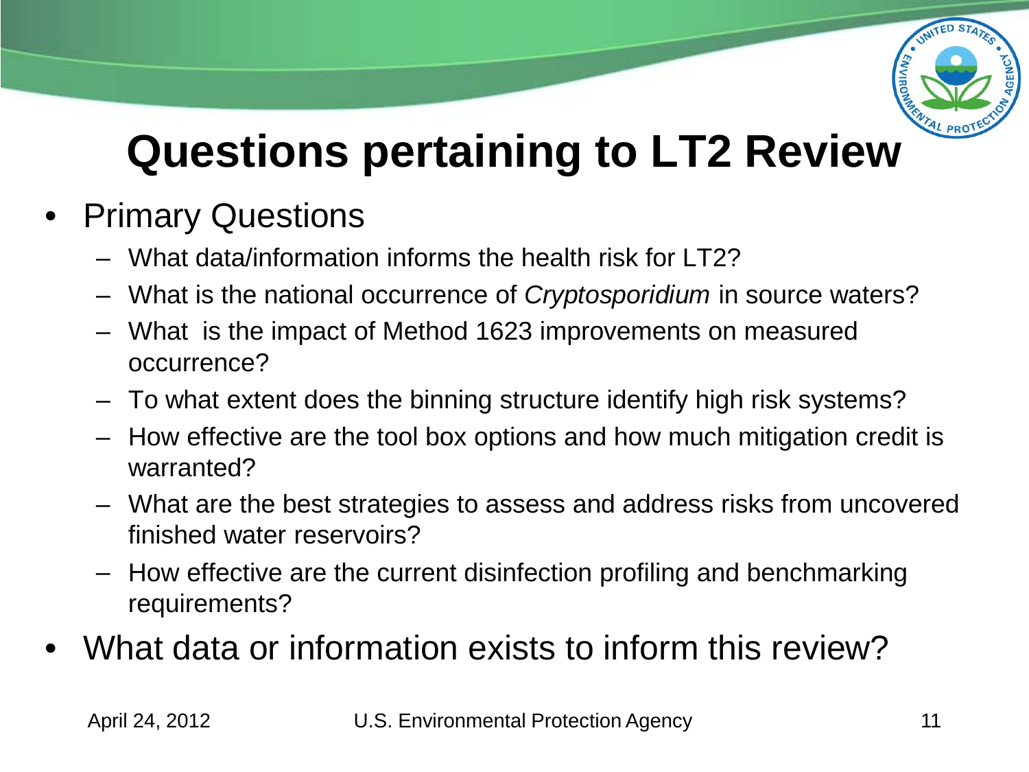# Questions pertaining to LT2 Review

- Primary Questions
  - What data/information informs the health risk for LT2?
  - What is the national occurrence of *Cryptosporidium* in source waters?
  - What is the impact of Method 1623 improvements on measured occurrence?
  - To what extent does the binning structure identify high risk systems?
  - How effective are the tool box options and how much mitigation credit is warranted?
  - What are the best strategies to assess and address risks from uncovered finished water reservoirs?
  - How effective are the current disinfection profiling and benchmarking requirements?
- What data or information exists to inform this review?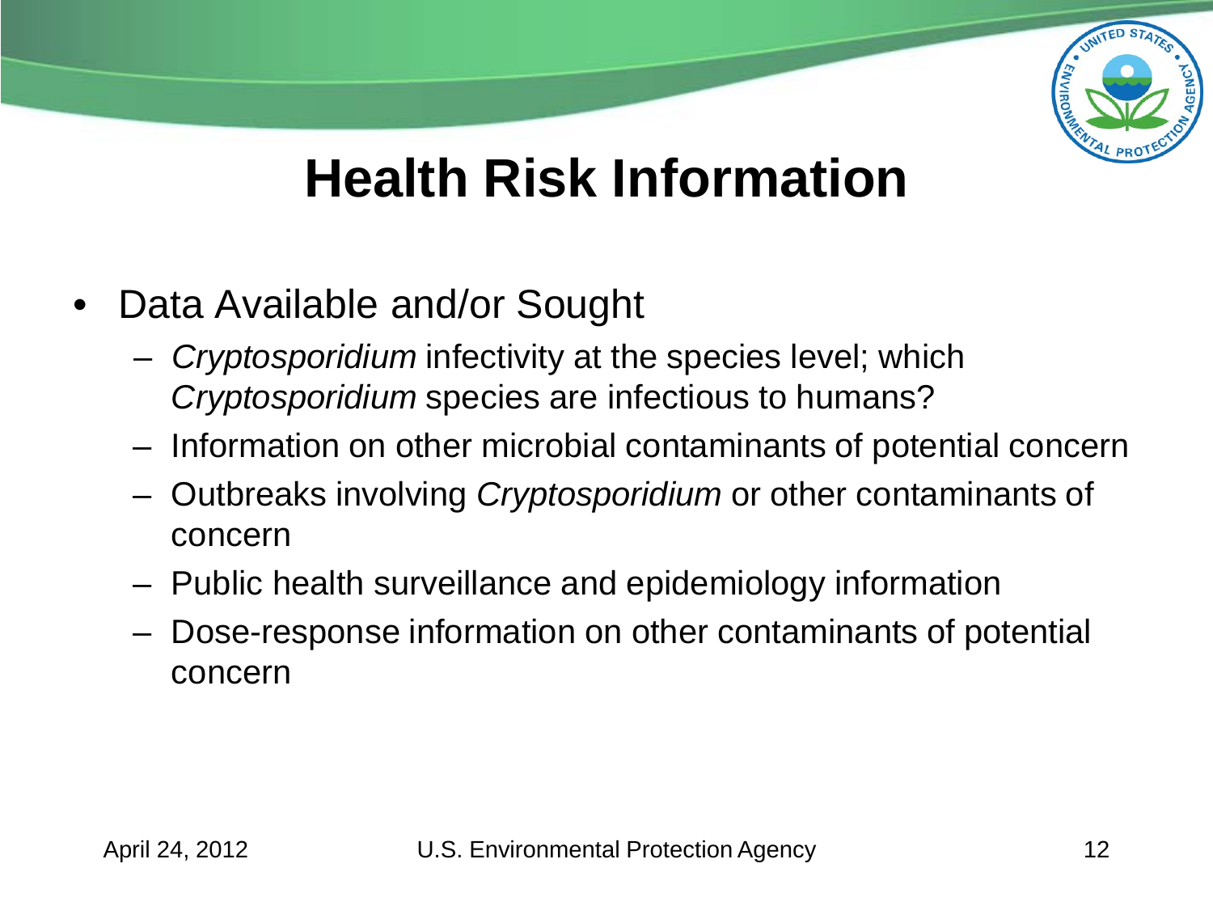# Health Risk Information

- Data Available and/or Sought
  - *Cryptosporidium* infectivity at the species level; which *Cryptosporidium* species are infectious to humans?
  - Information on other microbial contaminants of potential concern
  - Outbreaks involving *Cryptosporidium* or other contaminants of concern
  - Public health surveillance and epidemiology information
  - Dose-response information on other contaminants of potential concern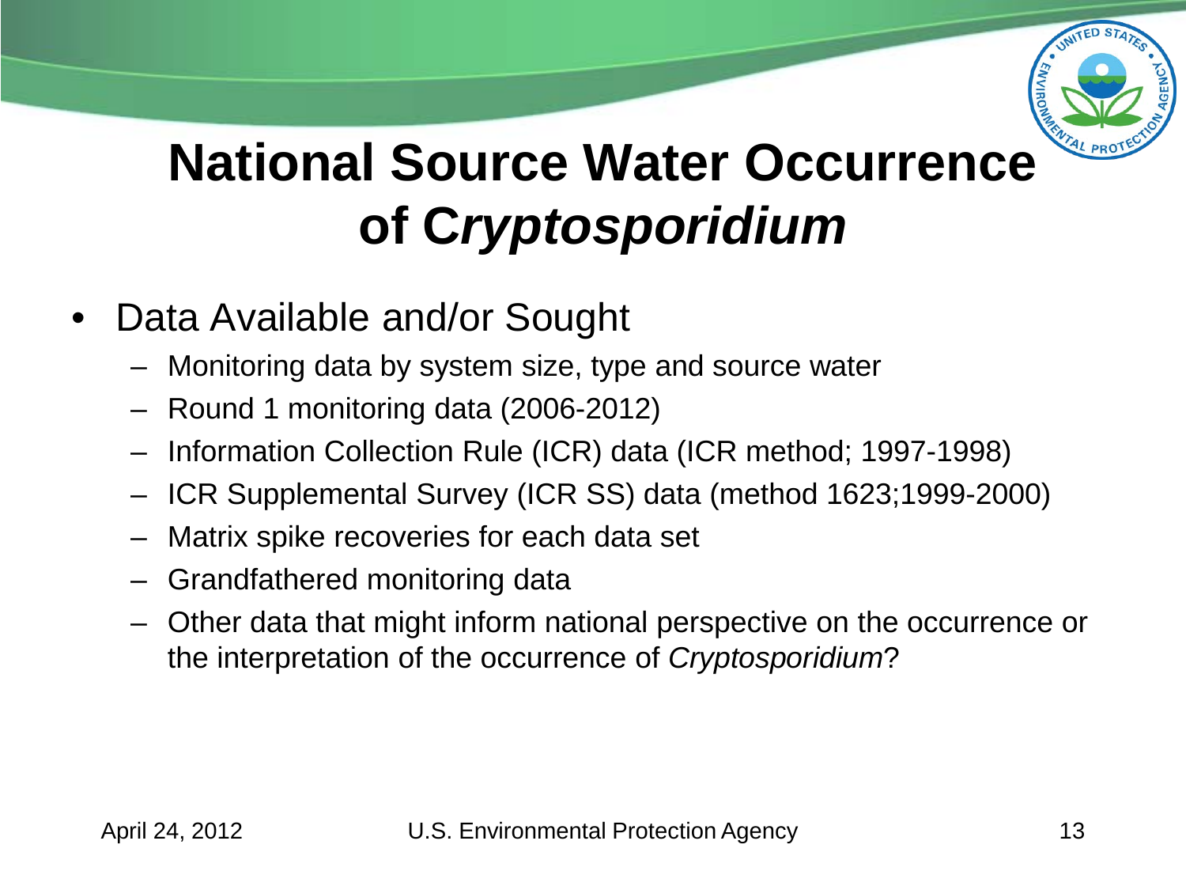# National Source Water Occurrence of *Cryptosporidium*

- Data Available and/or Sought
  - Monitoring data by system size, type and source water
  - Round 1 monitoring data (2006-2012)
  - Information Collection Rule (ICR) data (ICR method; 1997-1998)
  - ICR Supplemental Survey (ICR SS) data (method 1623;1999-2000)
  - Matrix spike recoveries for each data set
  - Grandfathered monitoring data
  - Other data that might inform national perspective on the occurrence or the interpretation of the occurrence of *Cryptosporidium*?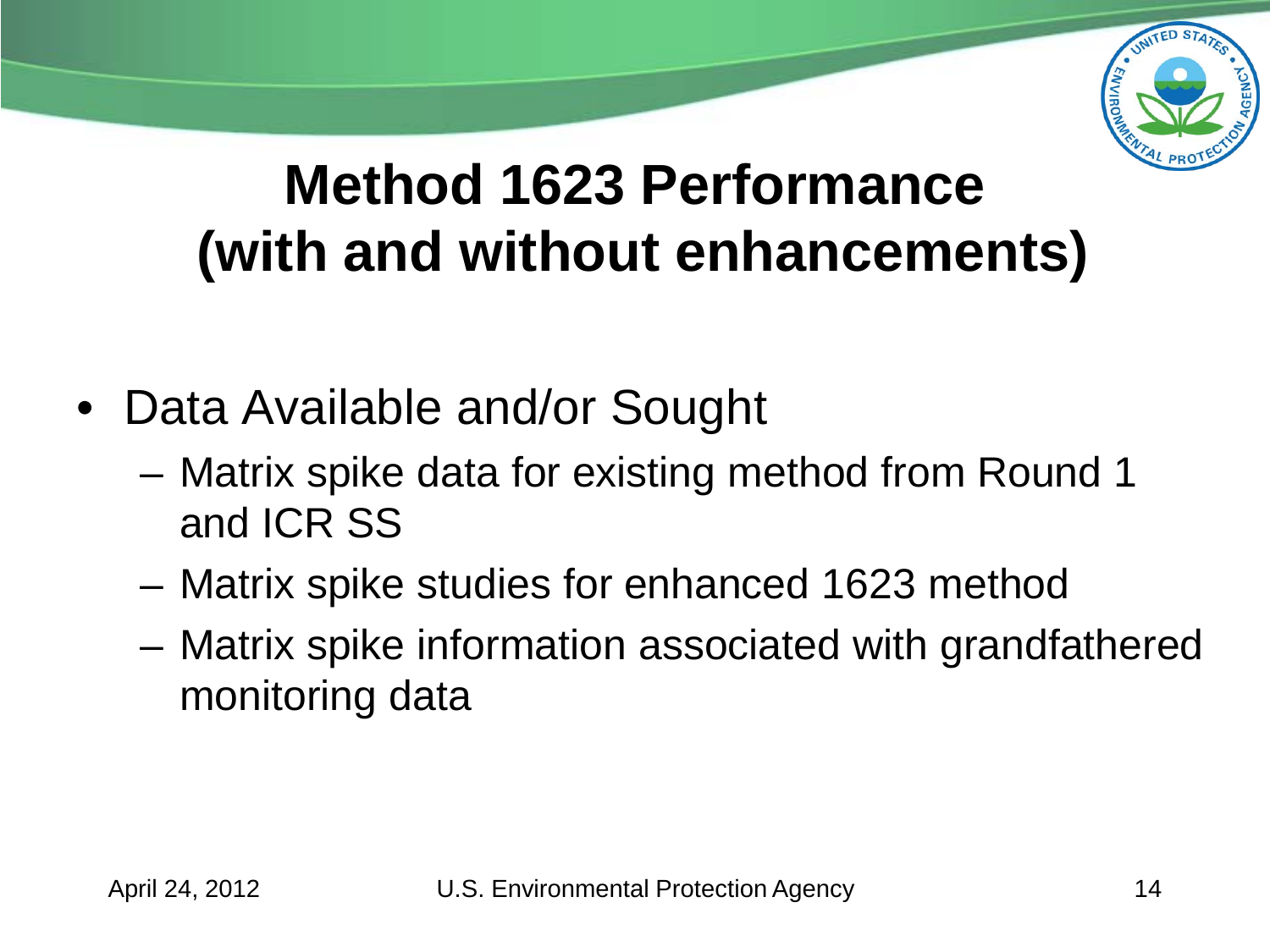# Method 1623 Performance (with and without enhancements)

- Data Available and/or Sought
  - Matrix spike data for existing method from Round 1 and ICR SS
  - Matrix spike studies for enhanced 1623 method
  - Matrix spike information associated with grandfathered monitoring data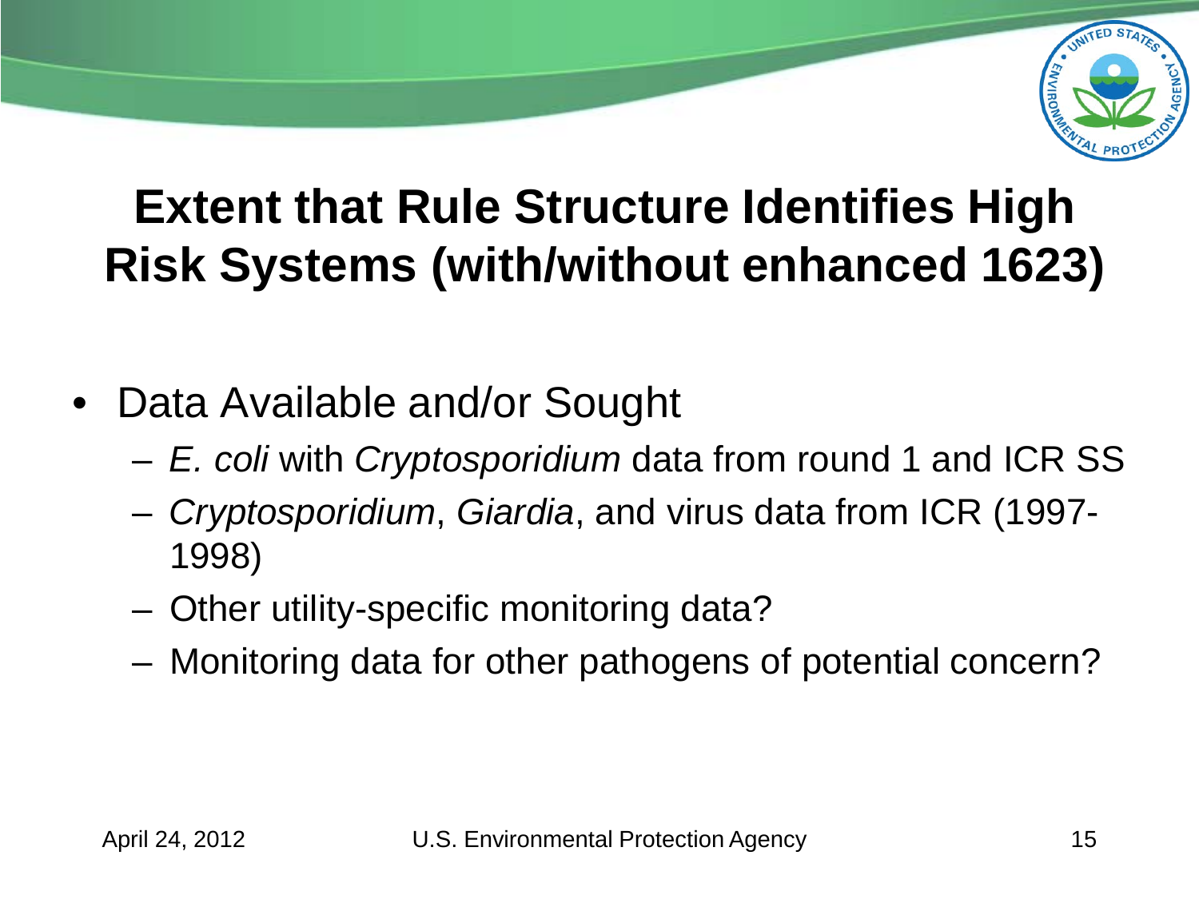# Extent that Rule Structure Identifies High Risk Systems (with/without enhanced 1623)

- Data Available and/or Sought
  - *E. coli* with *Cryptosporidium* data from round 1 and ICR SS
  - *Cryptosporidium*, *Giardia*, and virus data from ICR (1997-1998)
  - Other utility-specific monitoring data?
  - Monitoring data for other pathogens of potential concern?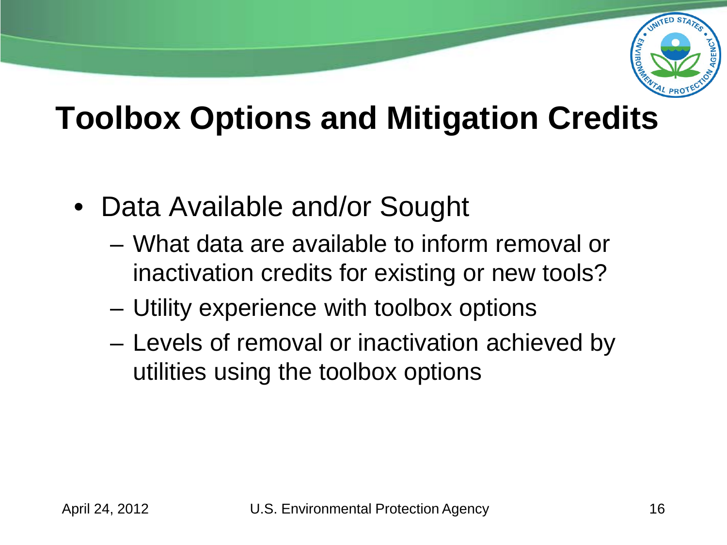# Toolbox Options and Mitigation Credits

- Data Available and/or Sought
  - What data are available to inform removal or inactivation credits for existing or new tools?
  - Utility experience with toolbox options
  - Levels of removal or inactivation achieved by utilities using the toolbox options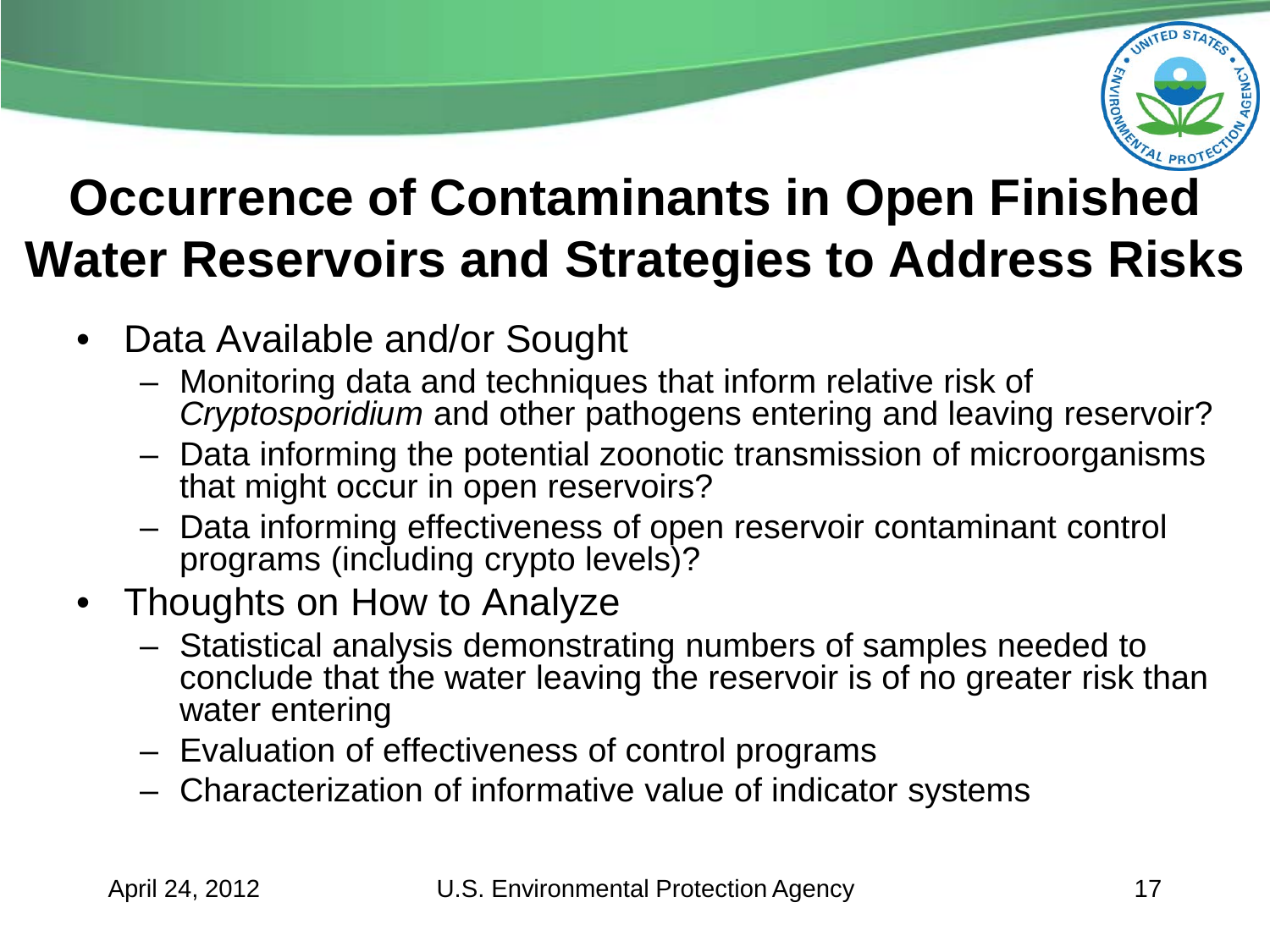# Occurrence of Contaminants in Open Finished Water Reservoirs and Strategies to Address Risks

- Data Available and/or Sought
  - Monitoring data and techniques that inform relative risk of *Cryptosporidium* and other pathogens entering and leaving reservoir?
  - Data informing the potential zoonotic transmission of microorganisms that might occur in open reservoirs?
  - Data informing effectiveness of open reservoir contaminant control programs (including crypto levels)?
- Thoughts on How to Analyze
  - Statistical analysis demonstrating numbers of samples needed to conclude that the water leaving the reservoir is of no greater risk than water entering
  - Evaluation of effectiveness of control programs
  - Characterization of informative value of indicator systems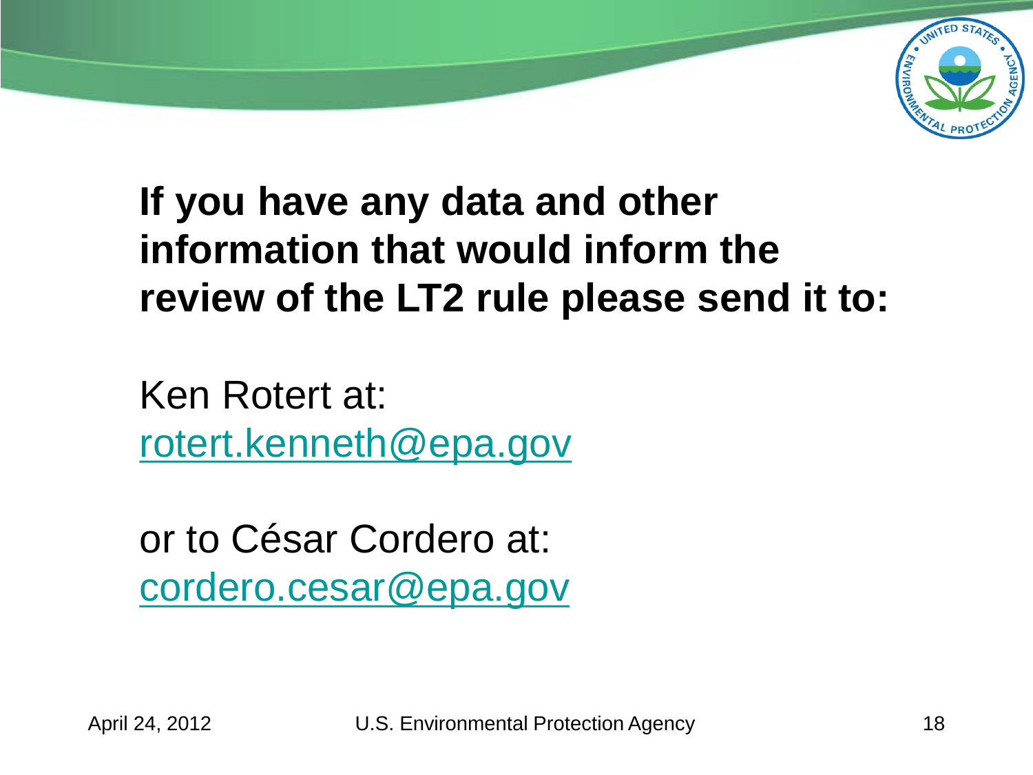**If you have any data and other information that would inform the review of the LT2 rule please send it to:**

Ken Rotert at:
rotert.kenneth@epa.gov

or to César Cordero at:
cordero.cesar@epa.gov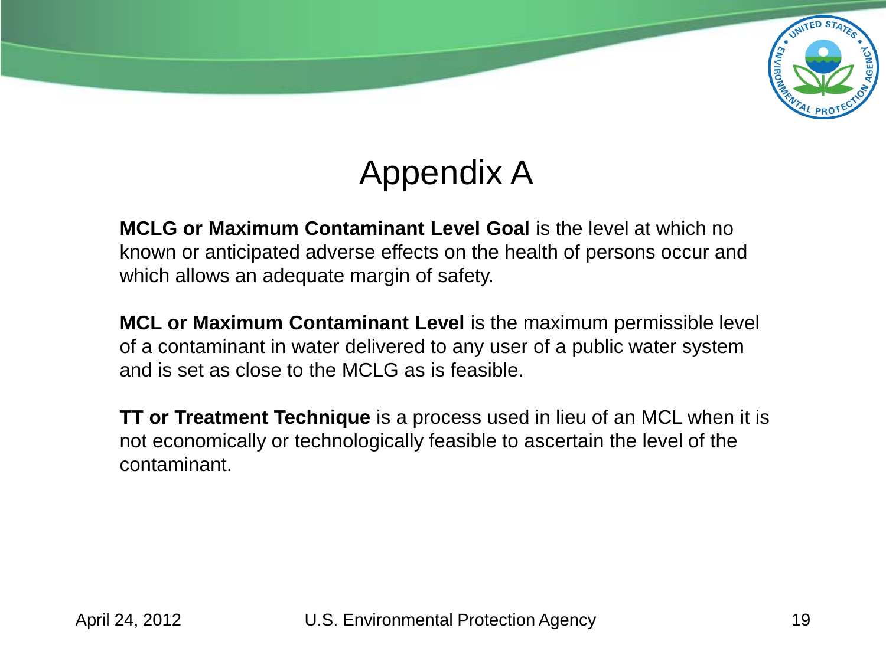# Appendix A

**MCLG or Maximum Contaminant Level Goal** is the level at which no known or anticipated adverse effects on the health of persons occur and which allows an adequate margin of safety.

**MCL or Maximum Contaminant Level** is the maximum permissible level of a contaminant in water delivered to any user of a public water system and is set as close to the MCLG as is feasible.

**TT or Treatment Technique** is a process used in lieu of an MCL when it is not economically or technologically feasible to ascertain the level of the contaminant.